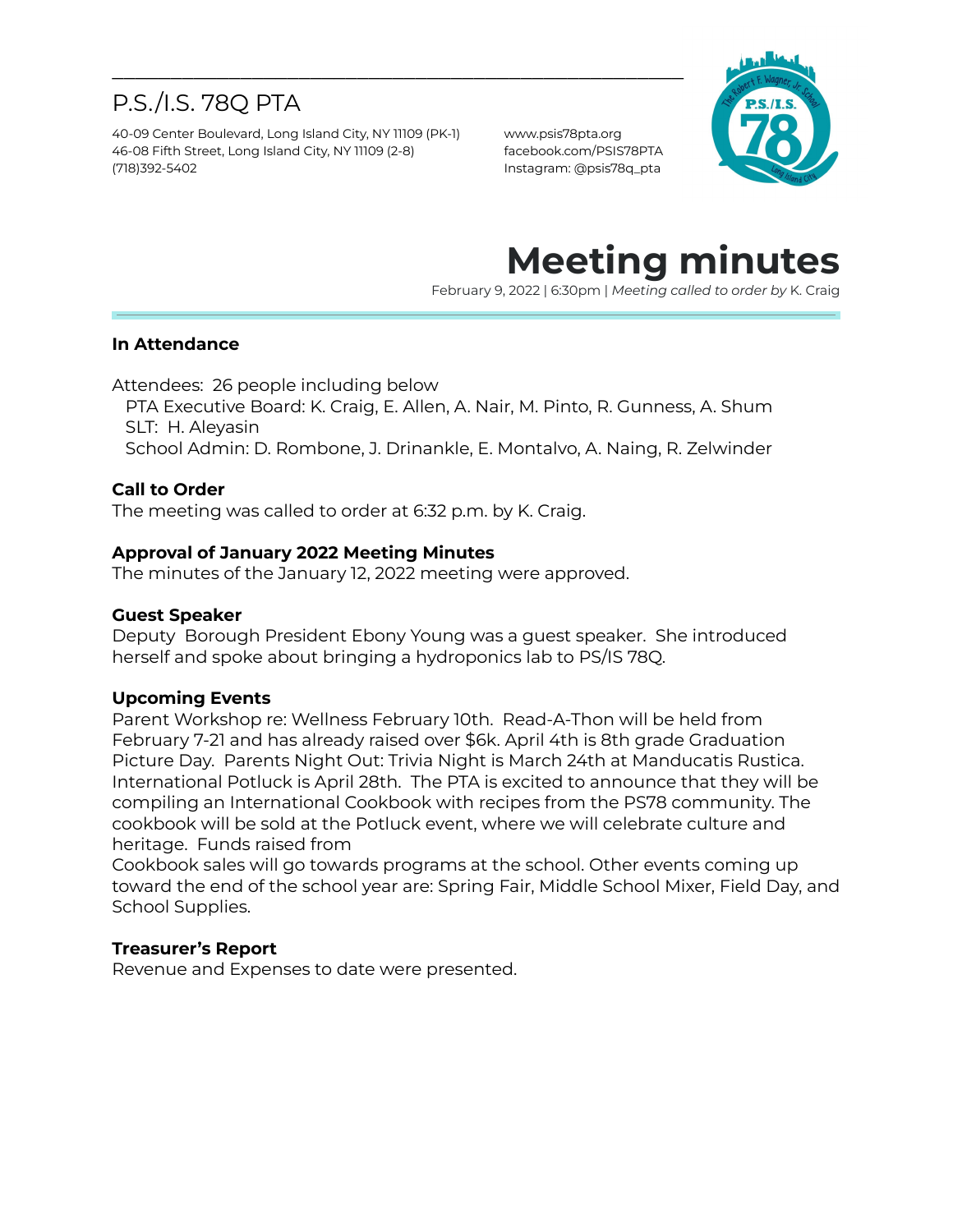# P.S./I.S. 78Q PTA

40-09 Center Boulevard, Long Island City, NY 11109 (PK-1)
46-08 Fifth Street, Long Island City, NY 11109 (2-8)
(718)392-5402

www.psis78pta.org
facebook.com/PSIS78PTA
Instagram: @psis78q_pta

# Meeting minutes

February 9, 2022 | 6:30pm | *Meeting called to order by* K. Craig

### In Attendance

Attendees: 26 people including below
PTA Executive Board: K. Craig, E. Allen, A. Nair, M. Pinto, R. Gunness, A. Shum
SLT: H. Aleyasin
School Admin: D. Rombone, J. Drinankle, E. Montalvo, A. Naing, R. Zelwinder

### Call to Order

The meeting was called to order at 6:32 p.m. by K. Craig.

### Approval of January 2022 Meeting Minutes

The minutes of the January 12, 2022 meeting were approved.

### Guest Speaker

Deputy Borough President Ebony Young was a guest speaker. She introduced herself and spoke about bringing a hydroponics lab to PS/IS 78Q.

### Upcoming Events

Parent Workshop re: Wellness February 10th. Read-A-Thon will be held from February 7-21 and has already raised over $6k. April 4th is 8th grade Graduation Picture Day. Parents Night Out: Trivia Night is March 24th at Manducatis Rustica. International Potluck is April 28th. The PTA is excited to announce that they will be compiling an International Cookbook with recipes from the PS78 community. The cookbook will be sold at the Potluck event, where we will celebrate culture and heritage. Funds raised from
Cookbook sales will go towards programs at the school. Other events coming up toward the end of the school year are: Spring Fair, Middle School Mixer, Field Day, and School Supplies.

### Treasurer's Report

Revenue and Expenses to date were presented.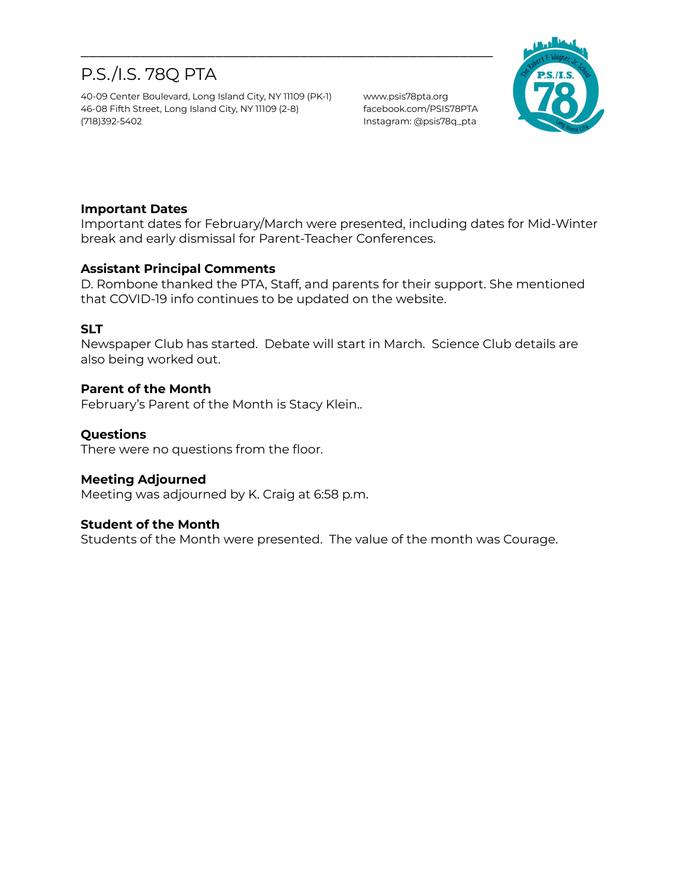# P.S./I.S. 78Q PTA

40-09 Center Boulevard, Long Island City, NY 11109 (PK-1)
46-08 Fifth Street, Long Island City, NY 11109 (2-8)
(718)392-5402

www.psis78pta.org
facebook.com/PSIS78PTA
Instagram: @psis78q_pta

**Important Dates**
Important dates for February/March were presented, including dates for Mid-Winter break and early dismissal for Parent-Teacher Conferences.

**Assistant Principal Comments**
D. Rombone thanked the PTA, Staff, and parents for their support. She mentioned that COVID-19 info continues to be updated on the website.

**SLT**
Newspaper Club has started. Debate will start in March. Science Club details are also being worked out.

**Parent of the Month**
February's Parent of the Month is Stacy Klein..

**Questions**
There were no questions from the floor.

**Meeting Adjourned**
Meeting was adjourned by K. Craig at 6:58 p.m.

**Student of the Month**
Students of the Month were presented. The value of the month was Courage.